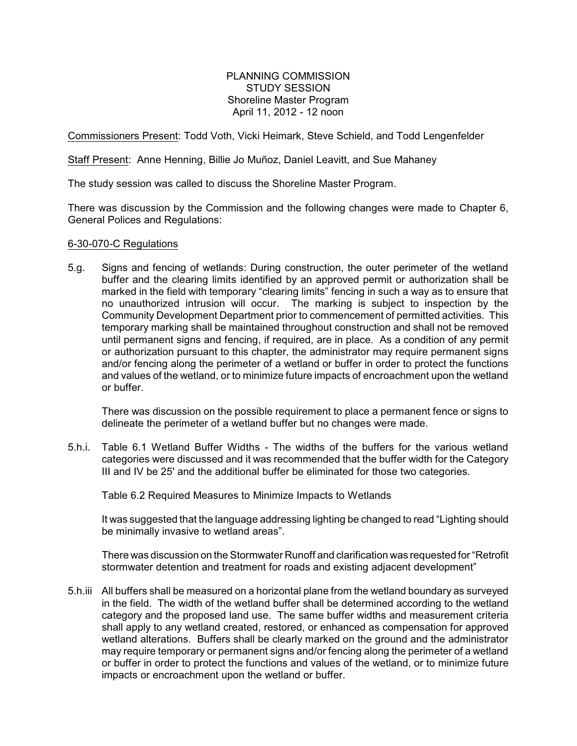PLANNING COMMISSION
STUDY SESSION
Shoreline Master Program
April 11, 2012 - 12 noon

Commissioners Present: Todd Voth, Vicki Heimark, Steve Schield, and Todd Lengenfelder

Staff Present: Anne Henning, Billie Jo Muñoz, Daniel Leavitt, and Sue Mahaney

The study session was called to discuss the Shoreline Master Program.

There was discussion by the Commission and the following changes were made to Chapter 6, General Polices and Regulations:

6-30-070-C Regulations

5.g. Signs and fencing of wetlands: During construction, the outer perimeter of the wetland buffer and the clearing limits identified by an approved permit or authorization shall be marked in the field with temporary "clearing limits" fencing in such a way as to ensure that no unauthorized intrusion will occur. The marking is subject to inspection by the Community Development Department prior to commencement of permitted activities. This temporary marking shall be maintained throughout construction and shall not be removed until permanent signs and fencing, if required, are in place. As a condition of any permit or authorization pursuant to this chapter, the administrator may require permanent signs and/or fencing along the perimeter of a wetland or buffer in order to protect the functions and values of the wetland, or to minimize future impacts of encroachment upon the wetland or buffer.

There was discussion on the possible requirement to place a permanent fence or signs to delineate the perimeter of a wetland buffer but no changes were made.

5.h.i. Table 6.1 Wetland Buffer Widths - The widths of the buffers for the various wetland categories were discussed and it was recommended that the buffer width for the Category III and IV be 25' and the additional buffer be eliminated for those two categories.

Table 6.2 Required Measures to Minimize Impacts to Wetlands

It was suggested that the language addressing lighting be changed to read "Lighting should be minimally invasive to wetland areas".

There was discussion on the Stormwater Runoff and clarification was requested for "Retrofit stormwater detention and treatment for roads and existing adjacent development"

5.h.iii All buffers shall be measured on a horizontal plane from the wetland boundary as surveyed in the field. The width of the wetland buffer shall be determined according to the wetland category and the proposed land use. The same buffer widths and measurement criteria shall apply to any wetland created, restored, or enhanced as compensation for approved wetland alterations. Buffers shall be clearly marked on the ground and the administrator may require temporary or permanent signs and/or fencing along the perimeter of a wetland or buffer in order to protect the functions and values of the wetland, or to minimize future impacts or encroachment upon the wetland or buffer.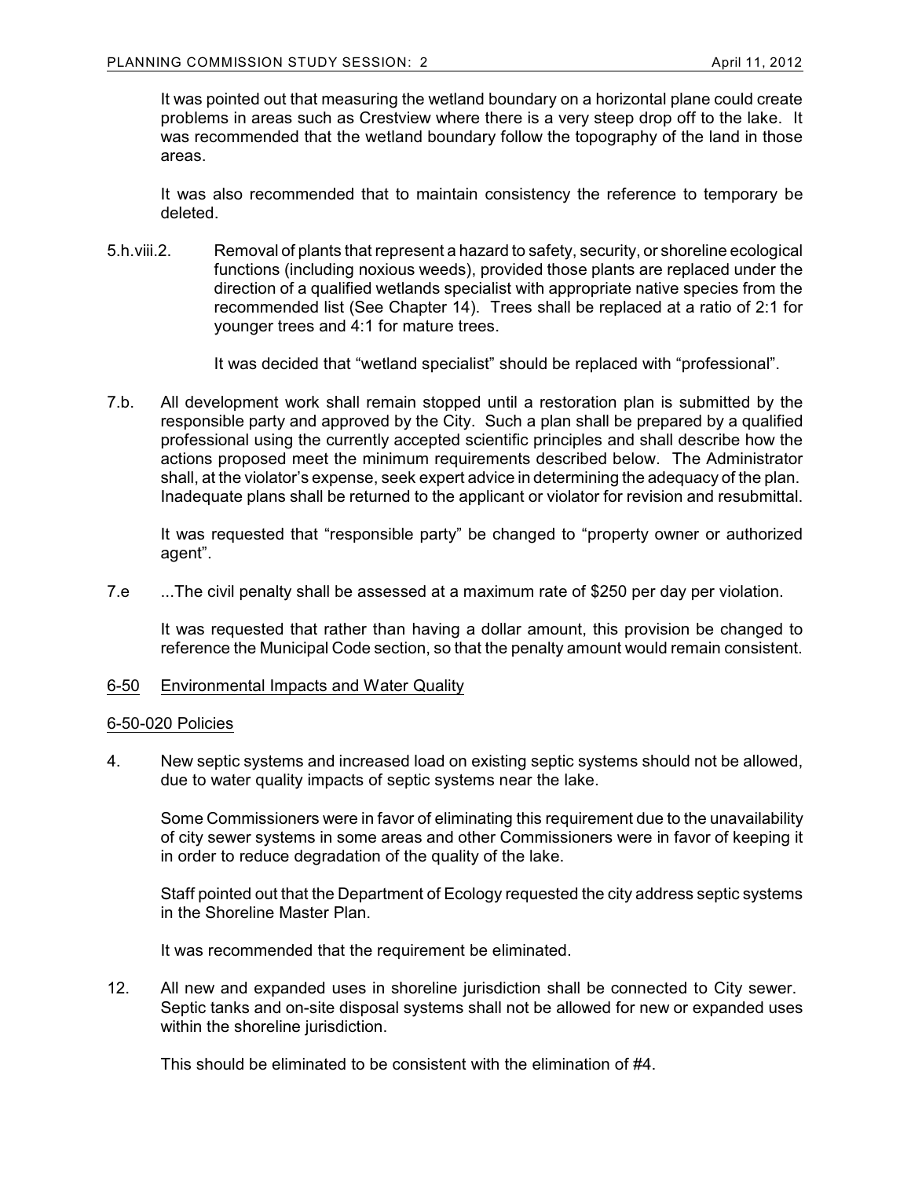It was pointed out that measuring the wetland boundary on a horizontal plane could create problems in areas such as Crestview where there is a very steep drop off to the lake. It was recommended that the wetland boundary follow the topography of the land in those areas.

It was also recommended that to maintain consistency the reference to temporary be deleted.

5.h.viii.2. Removal of plants that represent a hazard to safety, security, or shoreline ecological functions (including noxious weeds), provided those plants are replaced under the direction of a qualified wetlands specialist with appropriate native species from the recommended list (See Chapter 14). Trees shall be replaced at a ratio of 2:1 for younger trees and 4:1 for mature trees.

It was decided that "wetland specialist" should be replaced with "professional".

7.b. All development work shall remain stopped until a restoration plan is submitted by the responsible party and approved by the City. Such a plan shall be prepared by a qualified professional using the currently accepted scientific principles and shall describe how the actions proposed meet the minimum requirements described below. The Administrator shall, at the violator's expense, seek expert advice in determining the adequacy of the plan. Inadequate plans shall be returned to the applicant or violator for revision and resubmittal.

It was requested that "responsible party" be changed to "property owner or authorized agent".

7.e ...The civil penalty shall be assessed at a maximum rate of $250 per day per violation.

It was requested that rather than having a dollar amount, this provision be changed to reference the Municipal Code section, so that the penalty amount would remain consistent.

<u>6-50 Environmental Impacts and Water Quality</u>

<u>6-50-020 Policies</u>

4. New septic systems and increased load on existing septic systems should not be allowed, due to water quality impacts of septic systems near the lake.

Some Commissioners were in favor of eliminating this requirement due to the unavailability of city sewer systems in some areas and other Commissioners were in favor of keeping it in order to reduce degradation of the quality of the lake.

Staff pointed out that the Department of Ecology requested the city address septic systems in the Shoreline Master Plan.

It was recommended that the requirement be eliminated.

12. All new and expanded uses in shoreline jurisdiction shall be connected to City sewer. Septic tanks and on-site disposal systems shall not be allowed for new or expanded uses within the shoreline jurisdiction.

This should be eliminated to be consistent with the elimination of #4.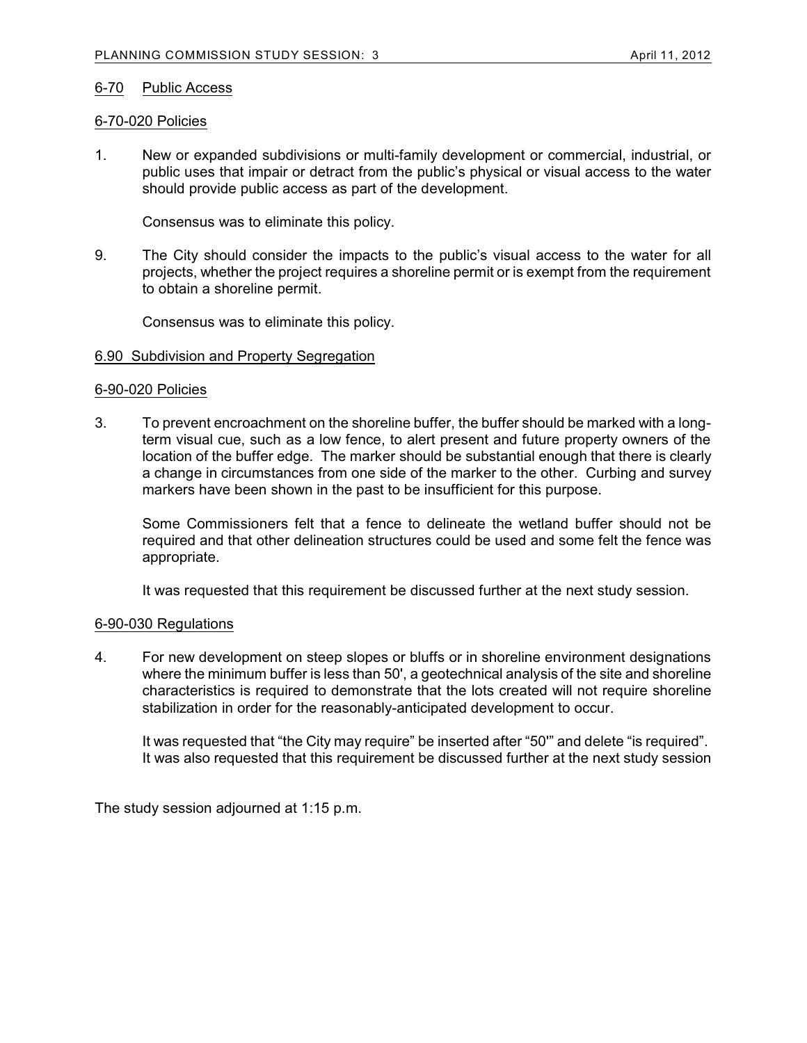6-70 Public Access

6-70-020 Policies

1. New or expanded subdivisions or multi-family development or commercial, industrial, or public uses that impair or detract from the public's physical or visual access to the water should provide public access as part of the development.

   Consensus was to eliminate this policy.

9. The City should consider the impacts to the public's visual access to the water for all projects, whether the project requires a shoreline permit or is exempt from the requirement to obtain a shoreline permit.

   Consensus was to eliminate this policy.

6.90 Subdivision and Property Segregation

6-90-020 Policies

3. To prevent encroachment on the shoreline buffer, the buffer should be marked with a long-term visual cue, such as a low fence, to alert present and future property owners of the location of the buffer edge. The marker should be substantial enough that there is clearly a change in circumstances from one side of the marker to the other. Curbing and survey markers have been shown in the past to be insufficient for this purpose.

   Some Commissioners felt that a fence to delineate the wetland buffer should not be required and that other delineation structures could be used and some felt the fence was appropriate.

   It was requested that this requirement be discussed further at the next study session.

6-90-030 Regulations

4. For new development on steep slopes or bluffs or in shoreline environment designations where the minimum buffer is less than 50', a geotechnical analysis of the site and shoreline characteristics is required to demonstrate that the lots created will not require shoreline stabilization in order for the reasonably-anticipated development to occur.

   It was requested that "the City may require" be inserted after "50'" and delete "is required". It was also requested that this requirement be discussed further at the next study session

The study session adjourned at 1:15 p.m.